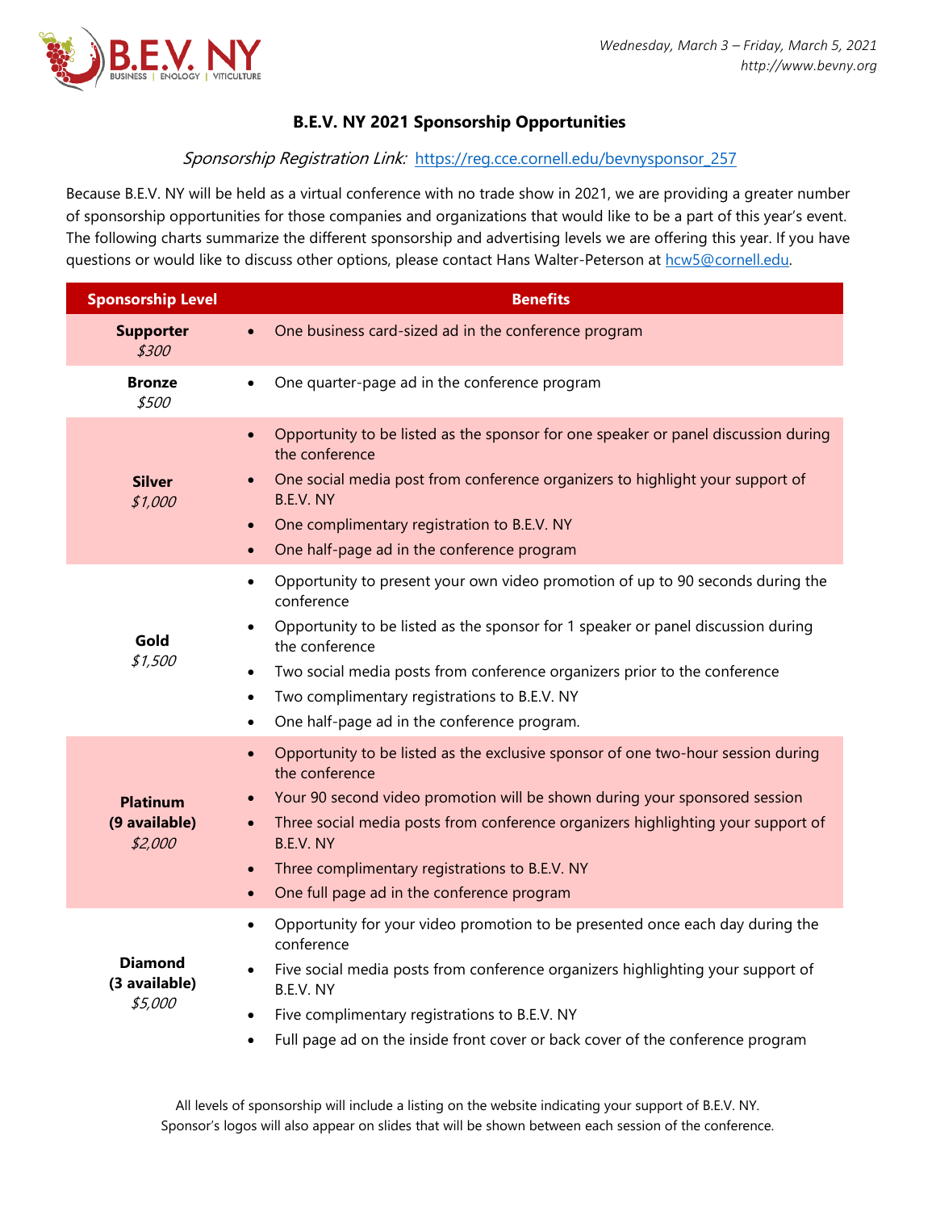*Wednesday, March 3 – Friday, March 5, 2021*
*http://www.bevny.org*

## B.E.V. NY 2021 Sponsorship Opportunities

*Sponsorship Registration Link:* https://reg.cce.cornell.edu/bevnysponsor_257

Because B.E.V. NY will be held as a virtual conference with no trade show in 2021, we are providing a greater number of sponsorship opportunities for those companies and organizations that would like to be a part of this year's event. The following charts summarize the different sponsorship and advertising levels we are offering this year. If you have questions or would like to discuss other options, please contact Hans Walter-Peterson at hcw5@cornell.edu.

| Sponsorship Level | Benefits |
|---|---|
| **Supporter** *$300* | • One business card-sized ad in the conference program |
| **Bronze** *$500* | • One quarter-page ad in the conference program |
| **Silver** *$1,000* | • Opportunity to be listed as the sponsor for one speaker or panel discussion during the conference<br>• One social media post from conference organizers to highlight your support of B.E.V. NY<br>• One complimentary registration to B.E.V. NY<br>• One half-page ad in the conference program |
| **Gold** *$1,500* | • Opportunity to present your own video promotion of up to 90 seconds during the conference<br>• Opportunity to be listed as the sponsor for 1 speaker or panel discussion during the conference<br>• Two social media posts from conference organizers prior to the conference<br>• Two complimentary registrations to B.E.V. NY<br>• One half-page ad in the conference program. |
| **Platinum (9 available)** *$2,000* | • Opportunity to be listed as the exclusive sponsor of one two-hour session during the conference<br>• Your 90 second video promotion will be shown during your sponsored session<br>• Three social media posts from conference organizers highlighting your support of B.E.V. NY<br>• Three complimentary registrations to B.E.V. NY<br>• One full page ad in the conference program |
| **Diamond (3 available)** *$5,000* | • Opportunity for your video promotion to be presented once each day during the conference<br>• Five social media posts from conference organizers highlighting your support of B.E.V. NY<br>• Five complimentary registrations to B.E.V. NY<br>• Full page ad on the inside front cover or back cover of the conference program |

All levels of sponsorship will include a listing on the website indicating your support of B.E.V. NY.
Sponsor's logos will also appear on slides that will be shown between each session of the conference.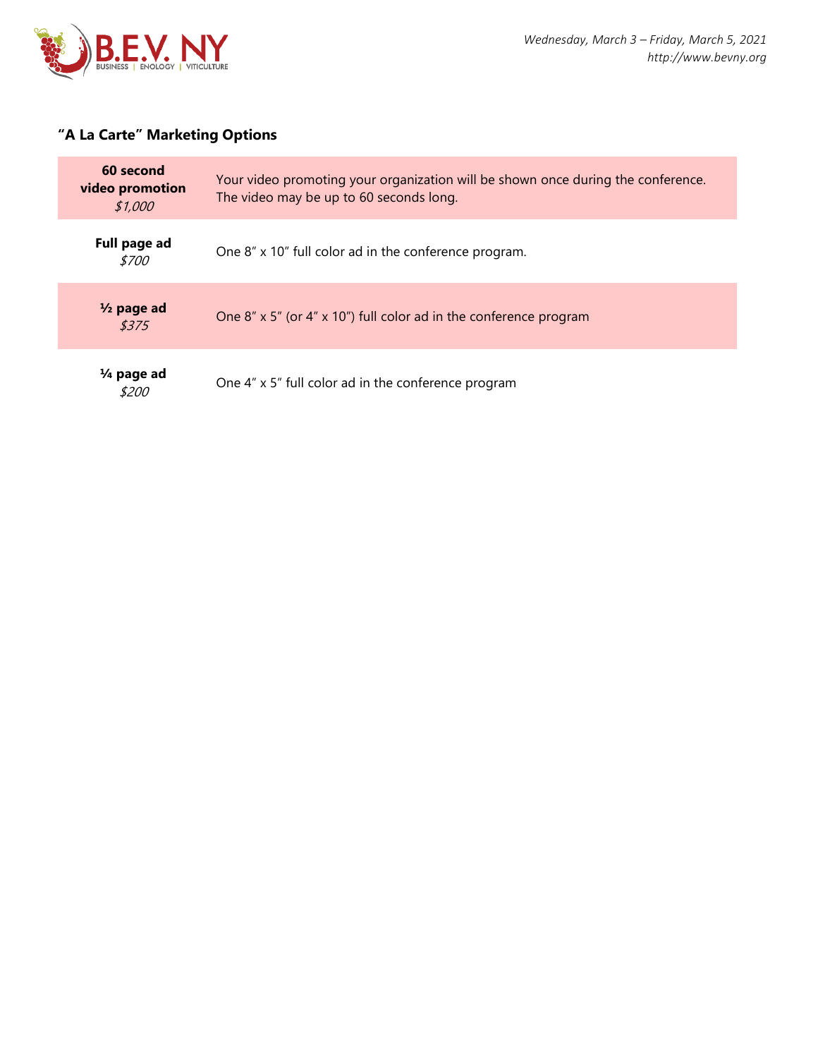## "A La Carte" Marketing Options

| | |
|---|---|
| **60 second video promotion** *$1,000* | Your video promoting your organization will be shown once during the conference. The video may be up to 60 seconds long. |
| **Full page ad** *$700* | One 8" x 10" full color ad in the conference program. |
| **½ page ad** *$375* | One 8" x 5" (or 4" x 10") full color ad in the conference program |
| **¼ page ad** *$200* | One 4" x 5" full color ad in the conference program |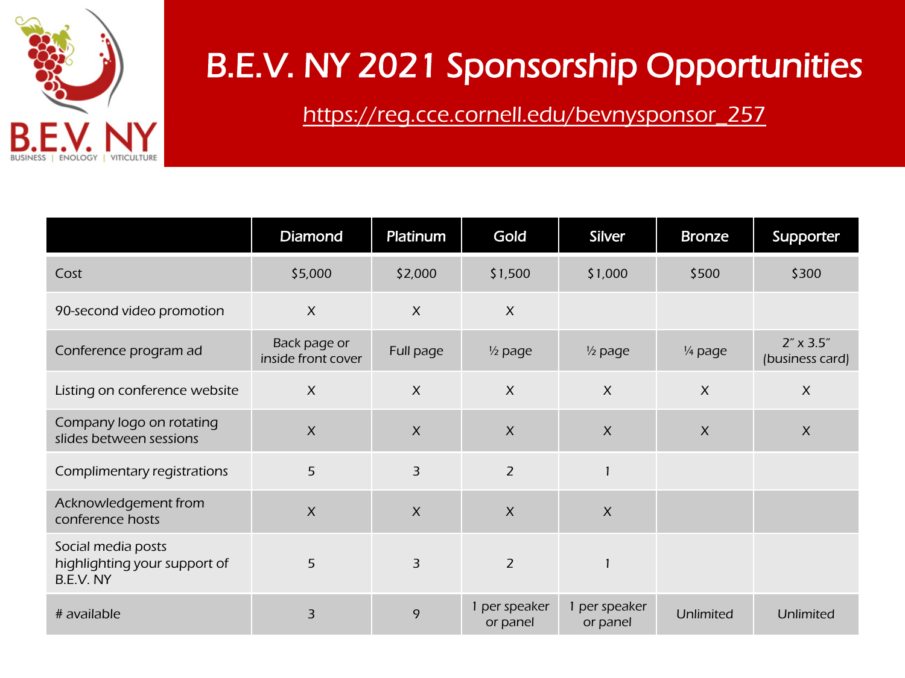B.E.V. NY
BUSINESS | ENOLOGY | VITICULTURE

# B.E.V. NY 2021 Sponsorship Opportunities

https://reg.cce.cornell.edu/bevnysponsor_257

| | Diamond | Platinum | Gold | Silver | Bronze | Supporter |
|---|---|---|---|---|---|---|
| Cost | $5,000 | $2,000 | $1,500 | $1,000 | $500 | $300 |
| 90-second video promotion | X | X | X | | | |
| Conference program ad | Back page or inside front cover | Full page | ½ page | ½ page | ¼ page | 2″ x 3.5″ (business card) |
| Listing on conference website | X | X | X | X | X | X |
| Company logo on rotating slides between sessions | X | X | X | X | X | X |
| Complimentary registrations | 5 | 3 | 2 | 1 | | |
| Acknowledgement from conference hosts | X | X | X | X | | |
| Social media posts highlighting your support of B.E.V. NY | 5 | 3 | 2 | 1 | | |
| # available | 3 | 9 | 1 per speaker or panel | 1 per speaker or panel | Unlimited | Unlimited |